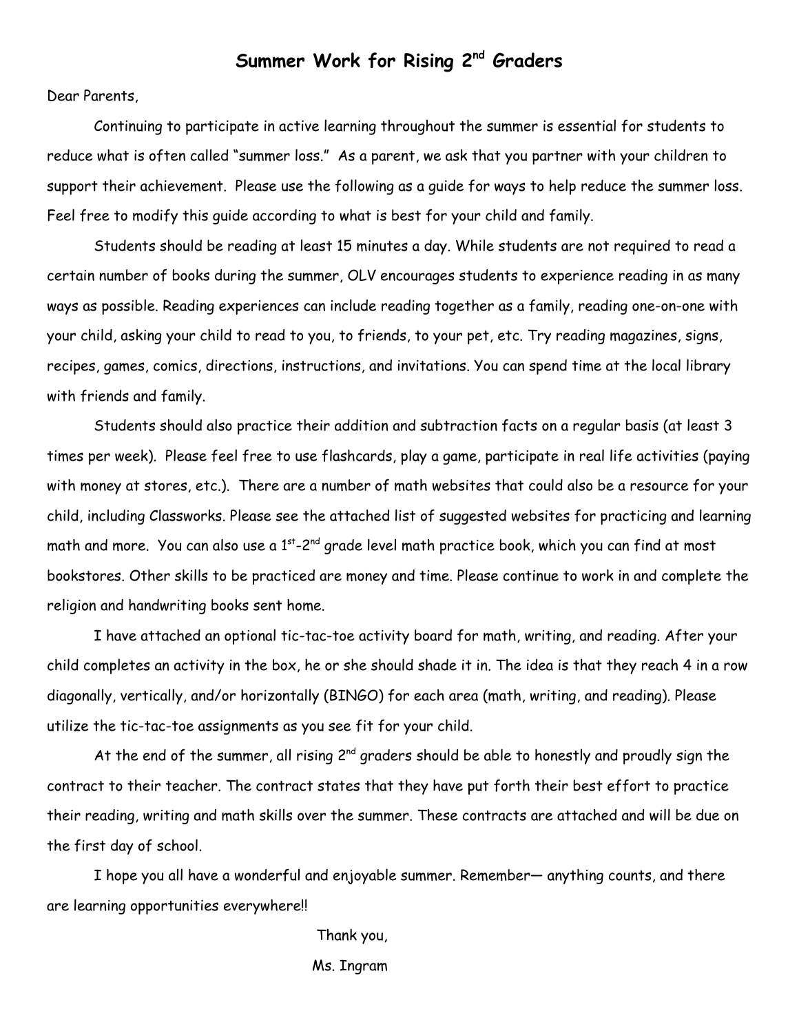# Summer Work for Rising 2nd Graders

Dear Parents,

Continuing to participate in active learning throughout the summer is essential for students to reduce what is often called "summer loss." As a parent, we ask that you partner with your children to support their achievement. Please use the following as a guide for ways to help reduce the summer loss. Feel free to modify this guide according to what is best for your child and family.

Students should be reading at least 15 minutes a day. While students are not required to read a certain number of books during the summer, OLV encourages students to experience reading in as many ways as possible. Reading experiences can include reading together as a family, reading one-on-one with your child, asking your child to read to you, to friends, to your pet, etc. Try reading magazines, signs, recipes, games, comics, directions, instructions, and invitations. You can spend time at the local library with friends and family.

Students should also practice their addition and subtraction facts on a regular basis (at least 3 times per week). Please feel free to use flashcards, play a game, participate in real life activities (paying with money at stores, etc.). There are a number of math websites that could also be a resource for your child, including Classworks. Please see the attached list of suggested websites for practicing and learning math and more. You can also use a 1st-2nd grade level math practice book, which you can find at most bookstores. Other skills to be practiced are money and time. Please continue to work in and complete the religion and handwriting books sent home.

I have attached an optional tic-tac-toe activity board for math, writing, and reading. After your child completes an activity in the box, he or she should shade it in. The idea is that they reach 4 in a row diagonally, vertically, and/or horizontally (BINGO) for each area (math, writing, and reading). Please utilize the tic-tac-toe assignments as you see fit for your child.

At the end of the summer, all rising 2nd graders should be able to honestly and proudly sign the contract to their teacher. The contract states that they have put forth their best effort to practice their reading, writing and math skills over the summer. These contracts are attached and will be due on the first day of school.

I hope you all have a wonderful and enjoyable summer. Remember— anything counts, and there are learning opportunities everywhere!!

Thank you,

Ms. Ingram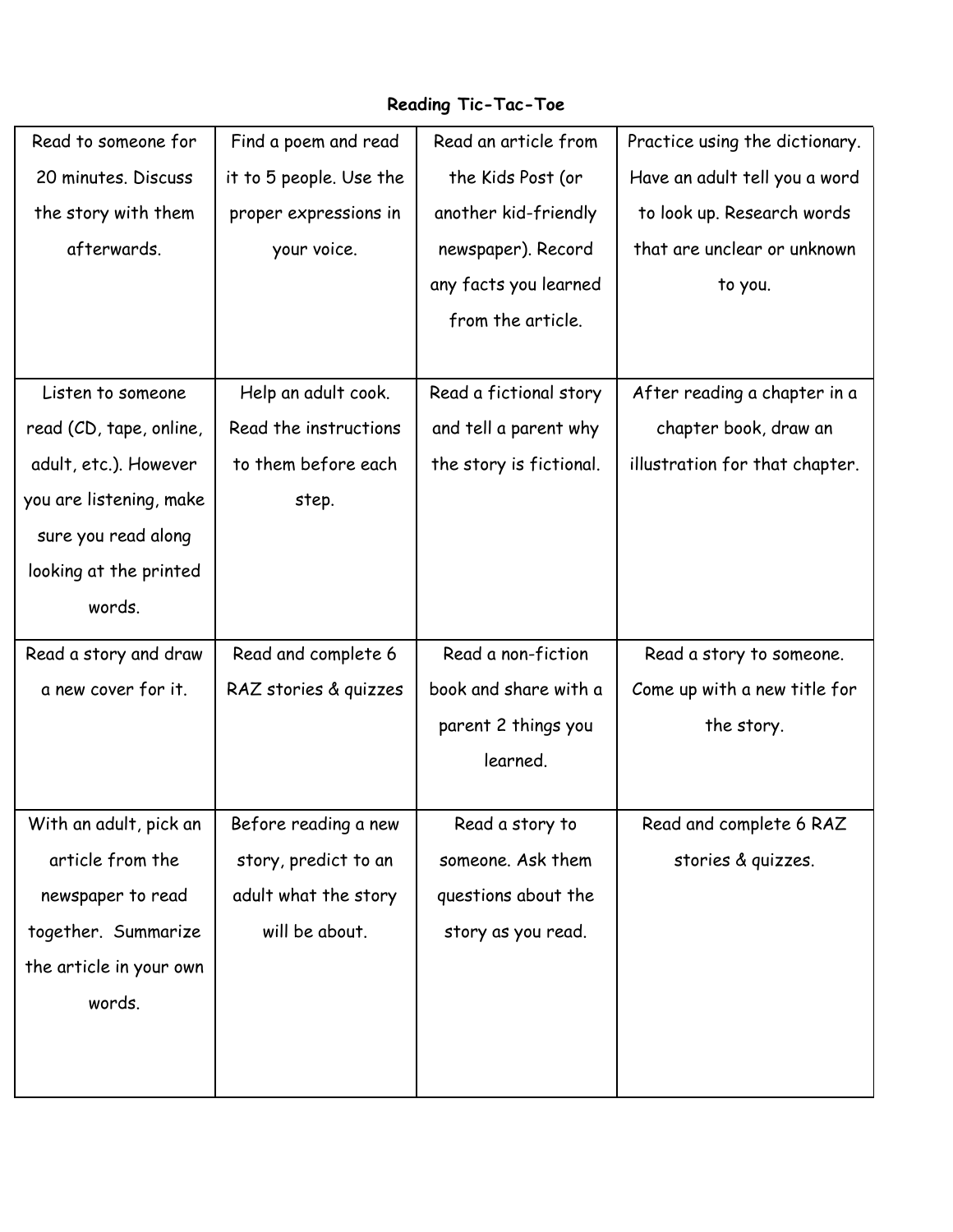# Reading Tic-Tac-Toe

| | | | |
|---|---|---|---|
| Read to someone for 20 minutes. Discuss the story with them afterwards. | Find a poem and read it to 5 people. Use the proper expressions in your voice. | Read an article from the Kids Post (or another kid-friendly newspaper). Record any facts you learned from the article. | Practice using the dictionary. Have an adult tell you a word to look up. Research words that are unclear or unknown to you. |
| Listen to someone read (CD, tape, online, adult, etc.). However you are listening, make sure you read along looking at the printed words. | Help an adult cook. Read the instructions to them before each step. | Read a fictional story and tell a parent why the story is fictional. | After reading a chapter in a chapter book, draw an illustration for that chapter. |
| Read a story and draw a new cover for it. | Read and complete 6 RAZ stories & quizzes | Read a non-fiction book and share with a parent 2 things you learned. | Read a story to someone. Come up with a new title for the story. |
| With an adult, pick an article from the newspaper to read together. Summarize the article in your own words. | Before reading a new story, predict to an adult what the story will be about. | Read a story to someone. Ask them questions about the story as you read. | Read and complete 6 RAZ stories & quizzes. |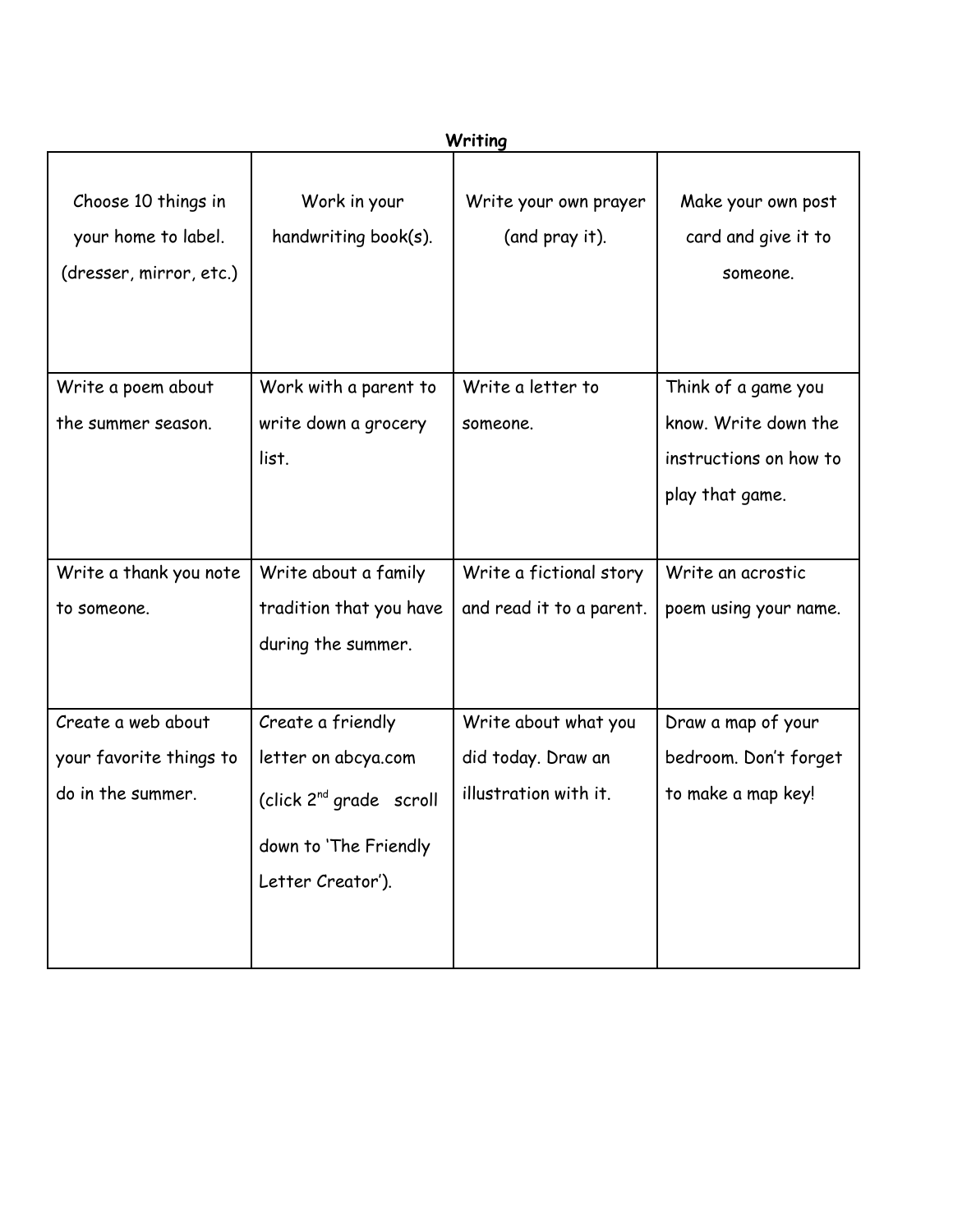**Writing**

| | | | |
|---|---|---|---|
| Choose 10 things in your home to label. (dresser, mirror, etc.) | Work in your handwriting book(s). | Write your own prayer (and pray it). | Make your own post card and give it to someone. |
| Write a poem about the summer season. | Work with a parent to write down a grocery list. | Write a letter to someone. | Think of a game you know. Write down the instructions on how to play that game. |
| Write a thank you note to someone. | Write about a family tradition that you have during the summer. | Write a fictional story and read it to a parent. | Write an acrostic poem using your name. |
| Create a web about your favorite things to do in the summer. | Create a friendly letter on abcya.com (click 2nd grade scroll down to 'The Friendly Letter Creator'). | Write about what you did today. Draw an illustration with it. | Draw a map of your bedroom. Don't forget to make a map key! |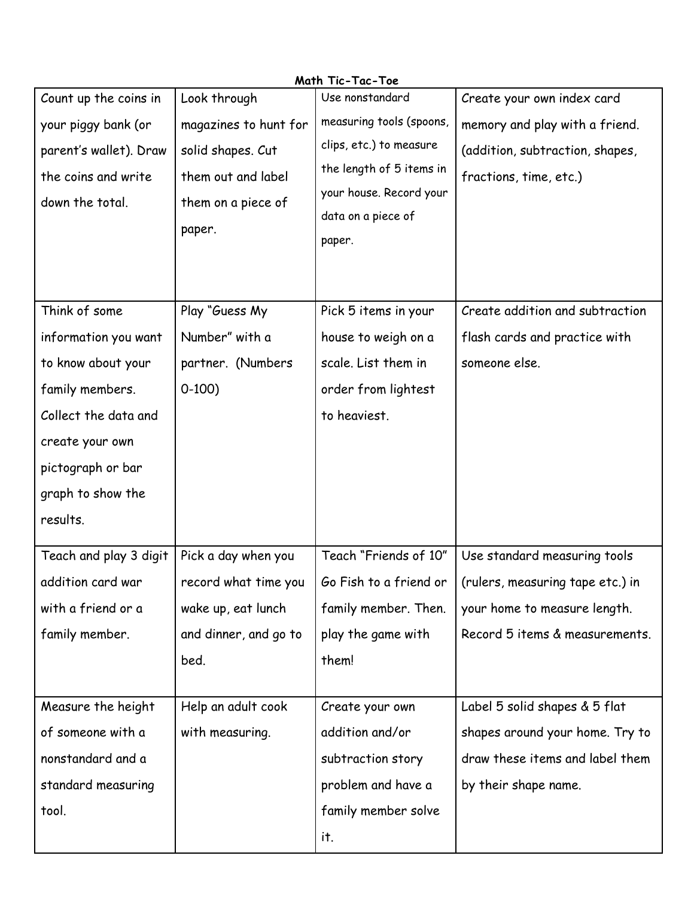**Math Tic-Tac-Toe**

| Count up the coins in your piggy bank (or parent's wallet). Draw the coins and write down the total. | Look through magazines to hunt for solid shapes. Cut them out and label them on a piece of paper. | Use nonstandard measuring tools (spoons, clips, etc.) to measure the length of 5 items in your house. Record your data on a piece of paper. | Create your own index card memory and play with a friend. (addition, subtraction, shapes, fractions, time, etc.) |
|---|---|---|---|
| Think of some information you want to know about your family members. Collect the data and create your own pictograph or bar graph to show the results. | Play "Guess My Number" with a partner. (Numbers 0-100) | Pick 5 items in your house to weigh on a scale. List them in order from lightest to heaviest. | Create addition and subtraction flash cards and practice with someone else. |
| Teach and play 3 digit addition card war with a friend or a family member. | Pick a day when you record what time you wake up, eat lunch and dinner, and go to bed. | Teach "Friends of 10" Go Fish to a friend or family member. Then. play the game with them! | Use standard measuring tools (rulers, measuring tape etc.) in your home to measure length. Record 5 items & measurements. |
| Measure the height of someone with a nonstandard and a standard measuring tool. | Help an adult cook with measuring. | Create your own addition and/or subtraction story problem and have a family member solve it. | Label 5 solid shapes & 5 flat shapes around your home. Try to draw these items and label them by their shape name. |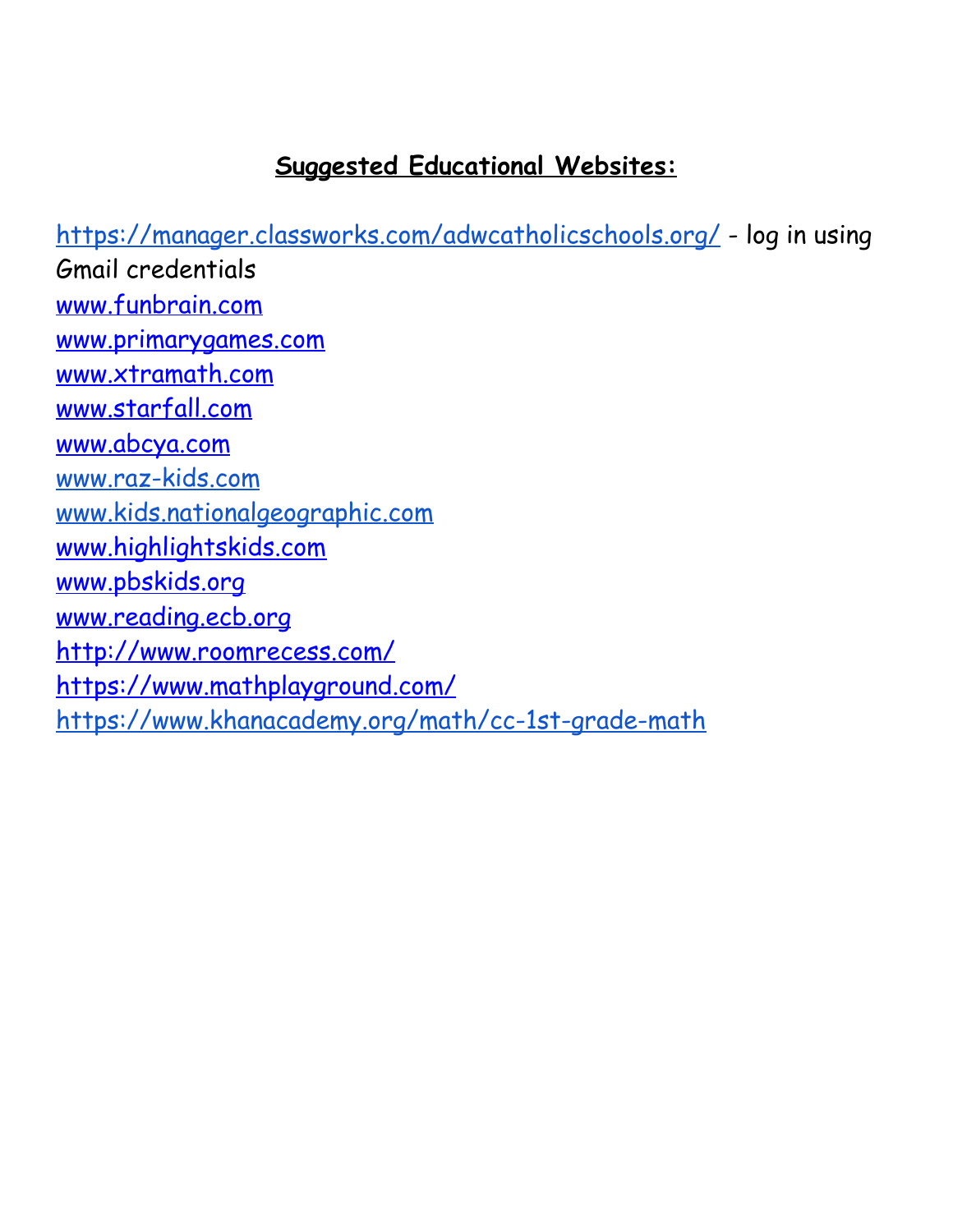**Suggested Educational Websites:**

https://manager.classworks.com/adwcatholicschools.org/ - log in using Gmail credentials
www.funbrain.com
www.primarygames.com
www.xtramath.com
www.starfall.com
www.abcya.com
www.raz-kids.com
www.kids.nationalgeographic.com
www.highlightskids.com
www.pbskids.org
www.reading.ecb.org
http://www.roomrecess.com/
https://www.mathplayground.com/
https://www.khanacademy.org/math/cc-1st-grade-math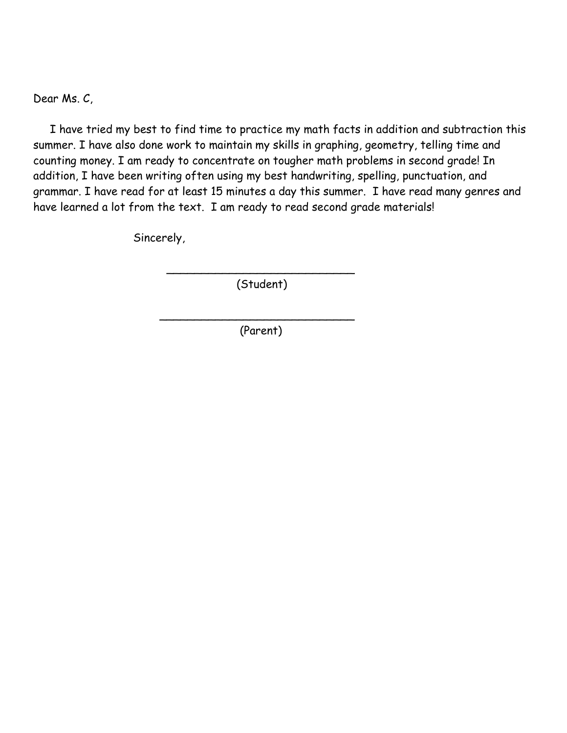Dear Ms. C,

I have tried my best to find time to practice my math facts in addition and subtraction this summer. I have also done work to maintain my skills in graphing, geometry, telling time and counting money. I am ready to concentrate on tougher math problems in second grade! In addition, I have been writing often using my best handwriting, spelling, punctuation, and grammar. I have read for at least 15 minutes a day this summer. I have read many genres and have learned a lot from the text. I am ready to read second grade materials!

Sincerely,

____________________________
(Student)

____________________________
(Parent)